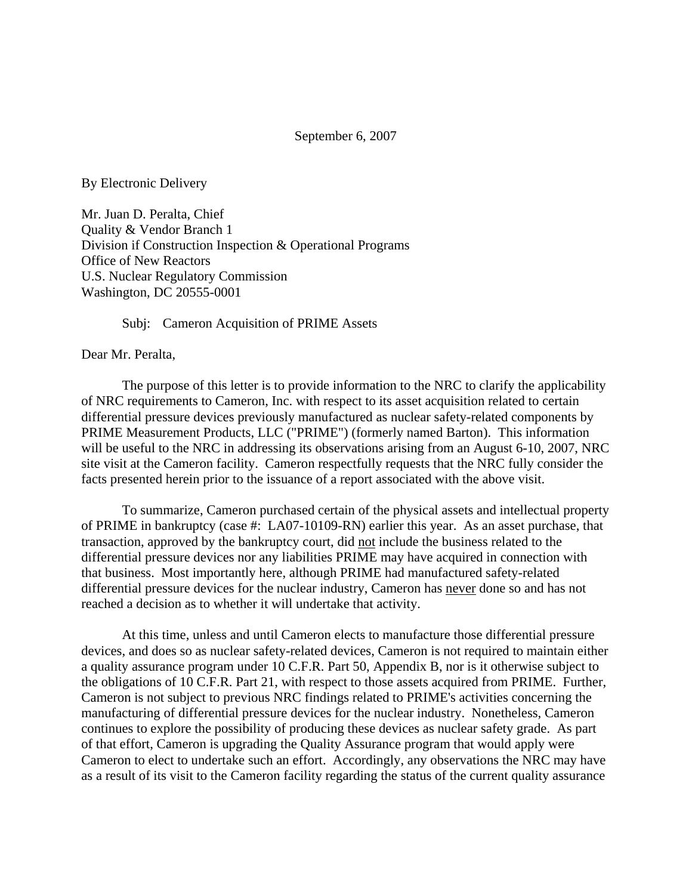September 6, 2007

By Electronic Delivery

Mr. Juan D. Peralta, Chief
Quality & Vendor Branch 1
Division if Construction Inspection & Operational Programs
Office of New Reactors
U.S. Nuclear Regulatory Commission
Washington, DC 20555-0001

Subj: Cameron Acquisition of PRIME Assets

Dear Mr. Peralta,

The purpose of this letter is to provide information to the NRC to clarify the applicability of NRC requirements to Cameron, Inc. with respect to its asset acquisition related to certain differential pressure devices previously manufactured as nuclear safety-related components by PRIME Measurement Products, LLC ("PRIME") (formerly named Barton). This information will be useful to the NRC in addressing its observations arising from an August 6-10, 2007, NRC site visit at the Cameron facility. Cameron respectfully requests that the NRC fully consider the facts presented herein prior to the issuance of a report associated with the above visit.

To summarize, Cameron purchased certain of the physical assets and intellectual property of PRIME in bankruptcy (case #: LA07-10109-RN) earlier this year. As an asset purchase, that transaction, approved by the bankruptcy court, did <u>not</u> include the business related to the differential pressure devices nor any liabilities PRIME may have acquired in connection with that business. Most importantly here, although PRIME had manufactured safety-related differential pressure devices for the nuclear industry, Cameron has <u>never</u> done so and has not reached a decision as to whether it will undertake that activity.

At this time, unless and until Cameron elects to manufacture those differential pressure devices, and does so as nuclear safety-related devices, Cameron is not required to maintain either a quality assurance program under 10 C.F.R. Part 50, Appendix B, nor is it otherwise subject to the obligations of 10 C.F.R. Part 21, with respect to those assets acquired from PRIME. Further, Cameron is not subject to previous NRC findings related to PRIME's activities concerning the manufacturing of differential pressure devices for the nuclear industry. Nonetheless, Cameron continues to explore the possibility of producing these devices as nuclear safety grade. As part of that effort, Cameron is upgrading the Quality Assurance program that would apply were Cameron to elect to undertake such an effort. Accordingly, any observations the NRC may have as a result of its visit to the Cameron facility regarding the status of the current quality assurance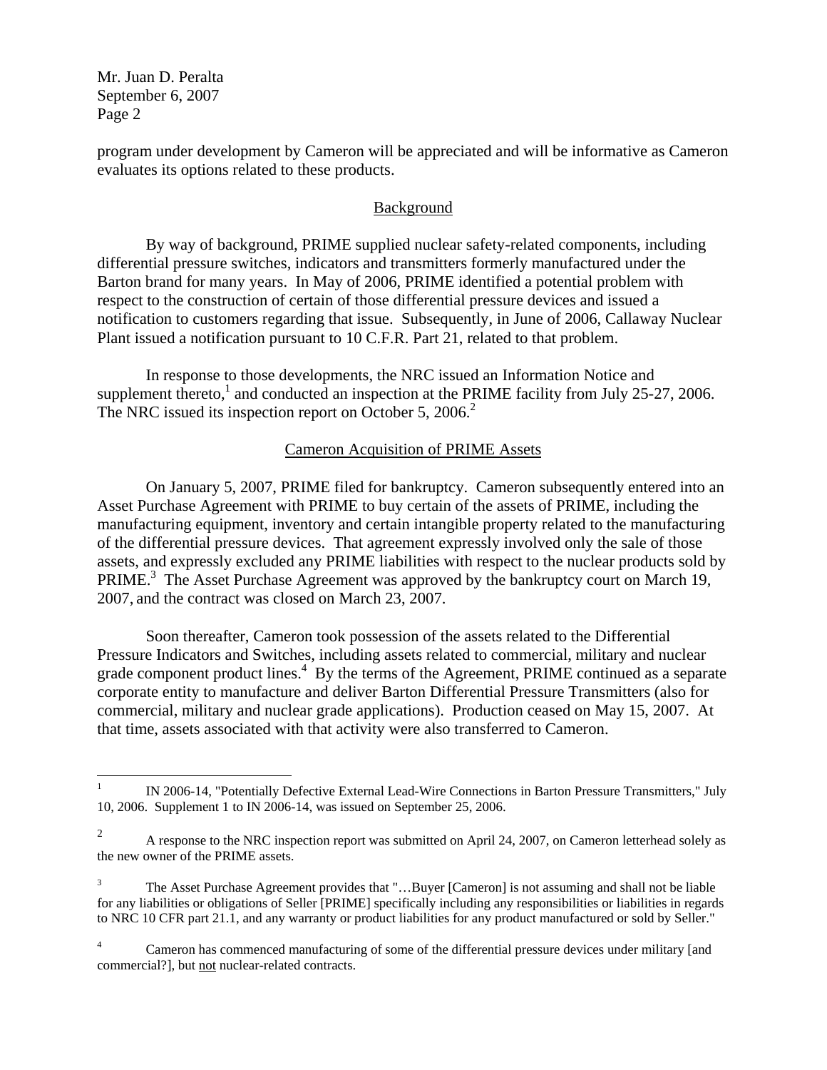program under development by Cameron will be appreciated and will be informative as Cameron evaluates its options related to these products.

## Background

By way of background, PRIME supplied nuclear safety-related components, including differential pressure switches, indicators and transmitters formerly manufactured under the Barton brand for many years. In May of 2006, PRIME identified a potential problem with respect to the construction of certain of those differential pressure devices and issued a notification to customers regarding that issue. Subsequently, in June of 2006, Callaway Nuclear Plant issued a notification pursuant to 10 C.F.R. Part 21, related to that problem.

In response to those developments, the NRC issued an Information Notice and supplement thereto,[1] and conducted an inspection at the PRIME facility from July 25-27, 2006. The NRC issued its inspection report on October 5, 2006.[2]

## Cameron Acquisition of PRIME Assets

On January 5, 2007, PRIME filed for bankruptcy. Cameron subsequently entered into an Asset Purchase Agreement with PRIME to buy certain of the assets of PRIME, including the manufacturing equipment, inventory and certain intangible property related to the manufacturing of the differential pressure devices. That agreement expressly involved only the sale of those assets, and expressly excluded any PRIME liabilities with respect to the nuclear products sold by PRIME.[3] The Asset Purchase Agreement was approved by the bankruptcy court on March 19, 2007, and the contract was closed on March 23, 2007.

Soon thereafter, Cameron took possession of the assets related to the Differential Pressure Indicators and Switches, including assets related to commercial, military and nuclear grade component product lines.[4] By the terms of the Agreement, PRIME continued as a separate corporate entity to manufacture and deliver Barton Differential Pressure Transmitters (also for commercial, military and nuclear grade applications). Production ceased on May 15, 2007. At that time, assets associated with that activity were also transferred to Cameron.

---

[1] IN 2006-14, "Potentially Defective External Lead-Wire Connections in Barton Pressure Transmitters," July 10, 2006. Supplement 1 to IN 2006-14, was issued on September 25, 2006.

[2] A response to the NRC inspection report was submitted on April 24, 2007, on Cameron letterhead solely as the new owner of the PRIME assets.

[3] The Asset Purchase Agreement provides that "…Buyer [Cameron] is not assuming and shall not be liable for any liabilities or obligations of Seller [PRIME] specifically including any responsibilities or liabilities in regards to NRC 10 CFR part 21.1, and any warranty or product liabilities for any product manufactured or sold by Seller."

[4] Cameron has commenced manufacturing of some of the differential pressure devices under military [and commercial?], but <u>not</u> nuclear-related contracts.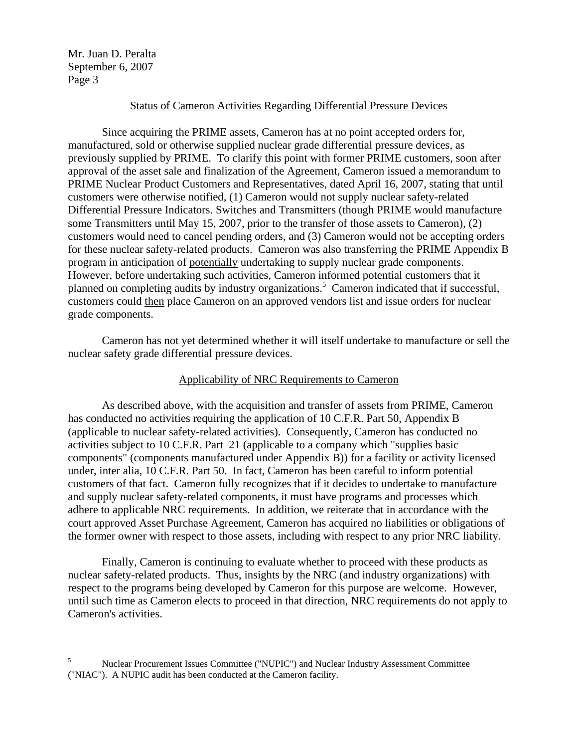Mr. Juan D. Peralta
September 6, 2007

## Status of Cameron Activities Regarding Differential Pressure Devices

Since acquiring the PRIME assets, Cameron has at no point accepted orders for, manufactured, sold or otherwise supplied nuclear grade differential pressure devices, as previously supplied by PRIME. To clarify this point with former PRIME customers, soon after approval of the asset sale and finalization of the Agreement, Cameron issued a memorandum to PRIME Nuclear Product Customers and Representatives, dated April 16, 2007, stating that until customers were otherwise notified, (1) Cameron would not supply nuclear safety-related Differential Pressure Indicators. Switches and Transmitters (though PRIME would manufacture some Transmitters until May 15, 2007, prior to the transfer of those assets to Cameron), (2) customers would need to cancel pending orders, and (3) Cameron would not be accepting orders for these nuclear safety-related products. Cameron was also transferring the PRIME Appendix B program in anticipation of potentially undertaking to supply nuclear grade components. However, before undertaking such activities, Cameron informed potential customers that it planned on completing audits by industry organizations.[5] Cameron indicated that if successful, customers could then place Cameron on an approved vendors list and issue orders for nuclear grade components.

Cameron has not yet determined whether it will itself undertake to manufacture or sell the nuclear safety grade differential pressure devices.

## Applicability of NRC Requirements to Cameron

As described above, with the acquisition and transfer of assets from PRIME, Cameron has conducted no activities requiring the application of 10 C.F.R. Part 50, Appendix B (applicable to nuclear safety-related activities). Consequently, Cameron has conducted no activities subject to 10 C.F.R. Part 21 (applicable to a company which "supplies basic components" (components manufactured under Appendix B)) for a facility or activity licensed under, inter alia, 10 C.F.R. Part 50. In fact, Cameron has been careful to inform potential customers of that fact. Cameron fully recognizes that if it decides to undertake to manufacture and supply nuclear safety-related components, it must have programs and processes which adhere to applicable NRC requirements. In addition, we reiterate that in accordance with the court approved Asset Purchase Agreement, Cameron has acquired no liabilities or obligations of the former owner with respect to those assets, including with respect to any prior NRC liability.

Finally, Cameron is continuing to evaluate whether to proceed with these products as nuclear safety-related products. Thus, insights by the NRC (and industry organizations) with respect to the programs being developed by Cameron for this purpose are welcome. However, until such time as Cameron elects to proceed in that direction, NRC requirements do not apply to Cameron's activities.

---

[5] Nuclear Procurement Issues Committee ("NUPIC") and Nuclear Industry Assessment Committee ("NIAC"). A NUPIC audit has been conducted at the Cameron facility.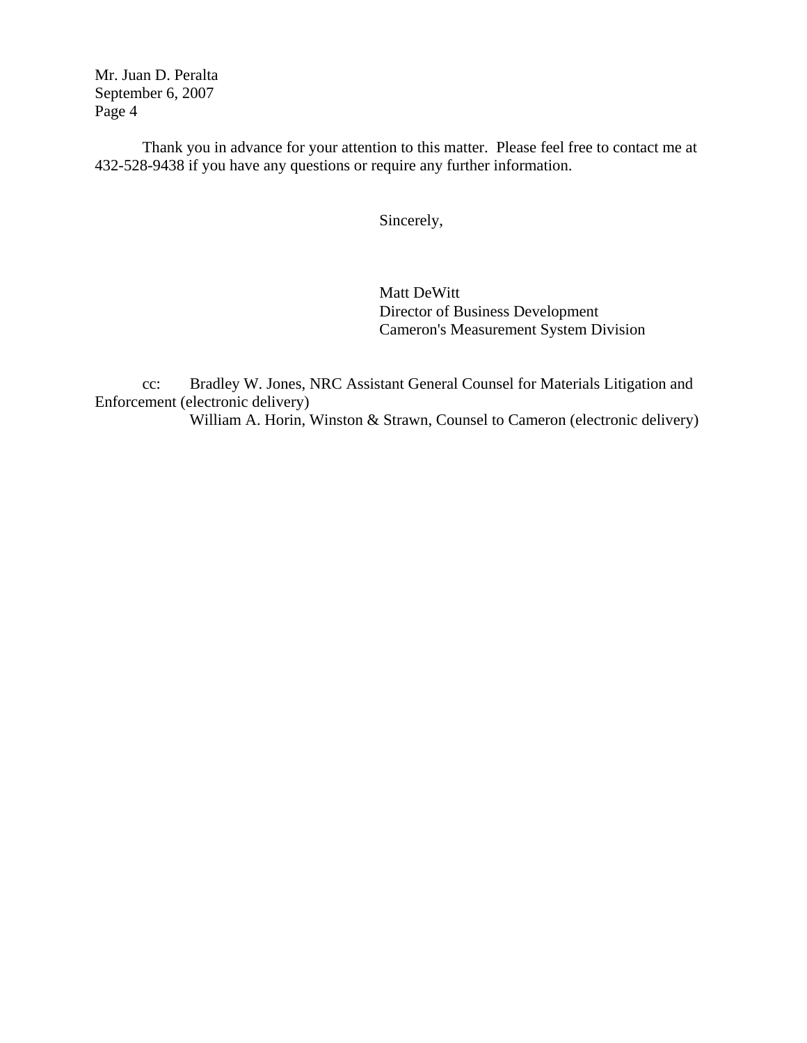Mr. Juan D. Peralta
September 6, 2007
Page 4

Thank you in advance for your attention to this matter. Please feel free to contact me at 432-528-9438 if you have any questions or require any further information.

Sincerely,

Matt DeWitt
Director of Business Development
Cameron's Measurement System Division

cc: Bradley W. Jones, NRC Assistant General Counsel for Materials Litigation and Enforcement (electronic delivery)
William A. Horin, Winston & Strawn, Counsel to Cameron (electronic delivery)